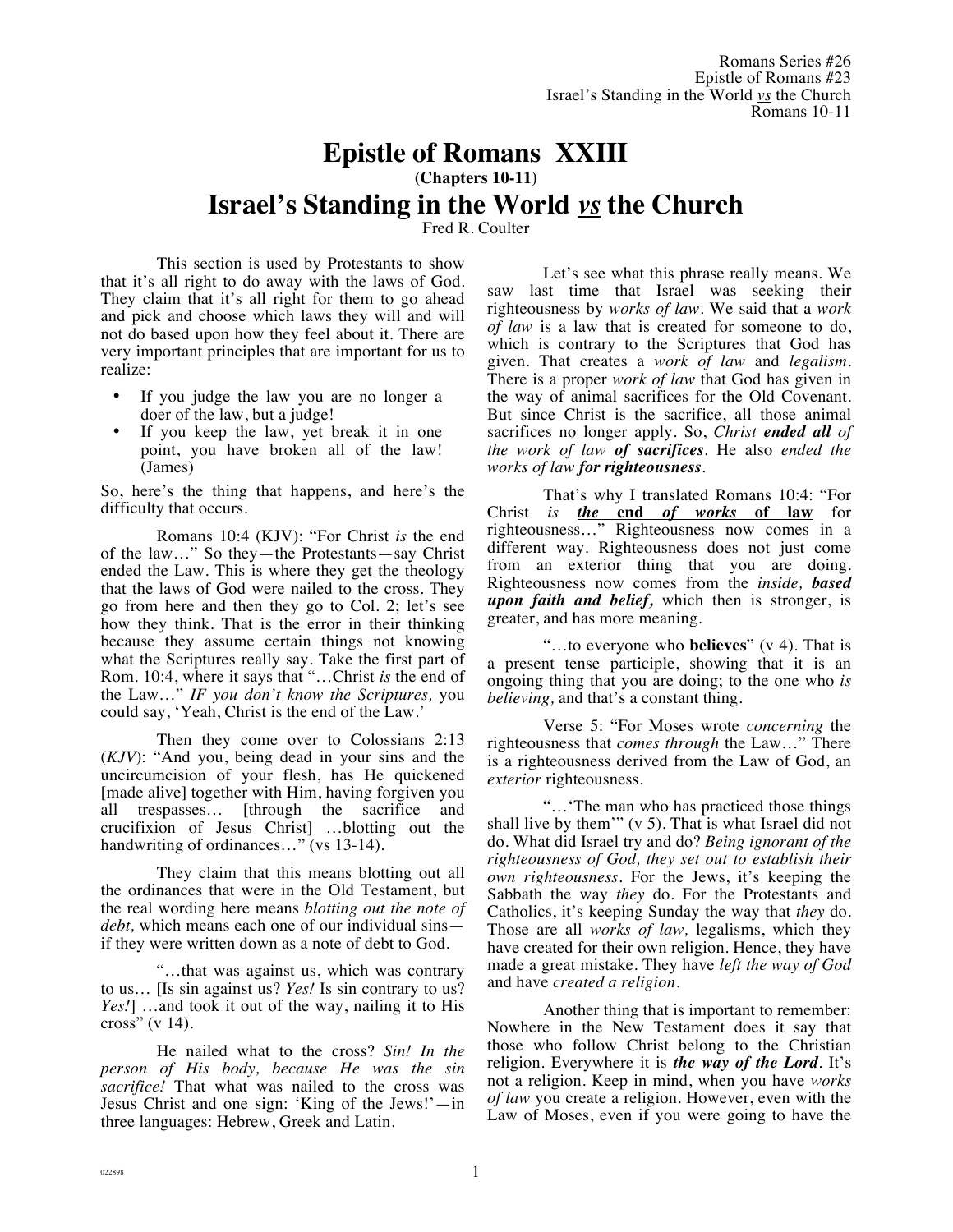Romans Series #26
Epistle of Romans #23
Israel's Standing in the World *vs* the Church
Romans 10-11

# Epistle of Romans XXIII

**(Chapters 10-11)**

# Israel's Standing in the World *vs* the Church

Fred R. Coulter

This section is used by Protestants to show that it's all right to do away with the laws of God. They claim that it's all right for them to go ahead and pick and choose which laws they will and will not do based upon how they feel about it. There are very important principles that are important for us to realize:

- If you judge the law you are no longer a doer of the law, but a judge!
- If you keep the law, yet break it in one point, you have broken all of the law! (James)

So, here's the thing that happens, and here's the difficulty that occurs.

Romans 10:4 (KJV): "For Christ *is* the end of the law…" So they—the Protestants—say Christ ended the Law. This is where they get the theology that the laws of God were nailed to the cross. They go from here and then they go to Col. 2; let's see how they think. That is the error in their thinking because they assume certain things not knowing what the Scriptures really say. Take the first part of Rom. 10:4, where it says that "…Christ *is* the end of the Law…" *IF you don't know the Scriptures,* you could say, 'Yeah, Christ is the end of the Law.'

Then they come over to Colossians 2:13 (*KJV*): "And you, being dead in your sins and the uncircumcision of your flesh, has He quickened [made alive] together with Him, having forgiven you all trespasses… [through the sacrifice and crucifixion of Jesus Christ] …blotting out the handwriting of ordinances…" (vs 13-14).

They claim that this means blotting out all the ordinances that were in the Old Testament, but the real wording here means *blotting out the note of debt,* which means each one of our individual sins—if they were written down as a note of debt to God.

"…that was against us, which was contrary to us… [Is sin against us? *Yes!* Is sin contrary to us? *Yes!*] …and took it out of the way, nailing it to His cross" (v 14).

He nailed what to the cross? *Sin! In the person of His body, because He was the sin sacrifice!* That what was nailed to the cross was Jesus Christ and one sign: 'King of the Jews!'—in three languages: Hebrew, Greek and Latin.

Let's see what this phrase really means. We saw last time that Israel was seeking their righteousness by *works of law*. We said that a *work of law* is a law that is created for someone to do, which is contrary to the Scriptures that God has given. That creates a *work of law* and *legalism*. There is a proper *work of law* that God has given in the way of animal sacrifices for the Old Covenant. But since Christ is the sacrifice, all those animal sacrifices no longer apply. So, *Christ **ended all** of the work of law **of sacrifices***. He also *ended the works of law **for righteousness***.

That's why I translated Romans 10:4: "For Christ *is* ***<u>the</u>* <u>end</u> *<u>of works</u>* <u>of law</u>** for righteousness…" Righteousness now comes in a different way. Righteousness does not just come from an exterior thing that you are doing. Righteousness now comes from the *inside, **based upon faith and belief,*** which then is stronger, is greater, and has more meaning.

"…to everyone who **believes**" (v 4). That is a present tense participle, showing that it is an ongoing thing that you are doing; to the one who *is believing,* and that's a constant thing.

Verse 5: "For Moses wrote *concerning* the righteousness that *comes through* the Law…" There is a righteousness derived from the Law of God, an *exterior* righteousness.

"…'The man who has practiced those things shall live by them'" (v 5). That is what Israel did not do. What did Israel try and do? *Being ignorant of the righteousness of God, they set out to establish their own righteousness*. For the Jews, it's keeping the Sabbath the way *they* do. For the Protestants and Catholics, it's keeping Sunday the way that *they* do. Those are all *works of law,* legalisms, which they have created for their own religion. Hence, they have made a great mistake. They have *left the way of God* and have *created a religion*.

Another thing that is important to remember: Nowhere in the New Testament does it say that those who follow Christ belong to the Christian religion. Everywhere it is ***the way of the Lord***. It's not a religion. Keep in mind, when you have *works of law* you create a religion. However, even with the Law of Moses, even if you were going to have the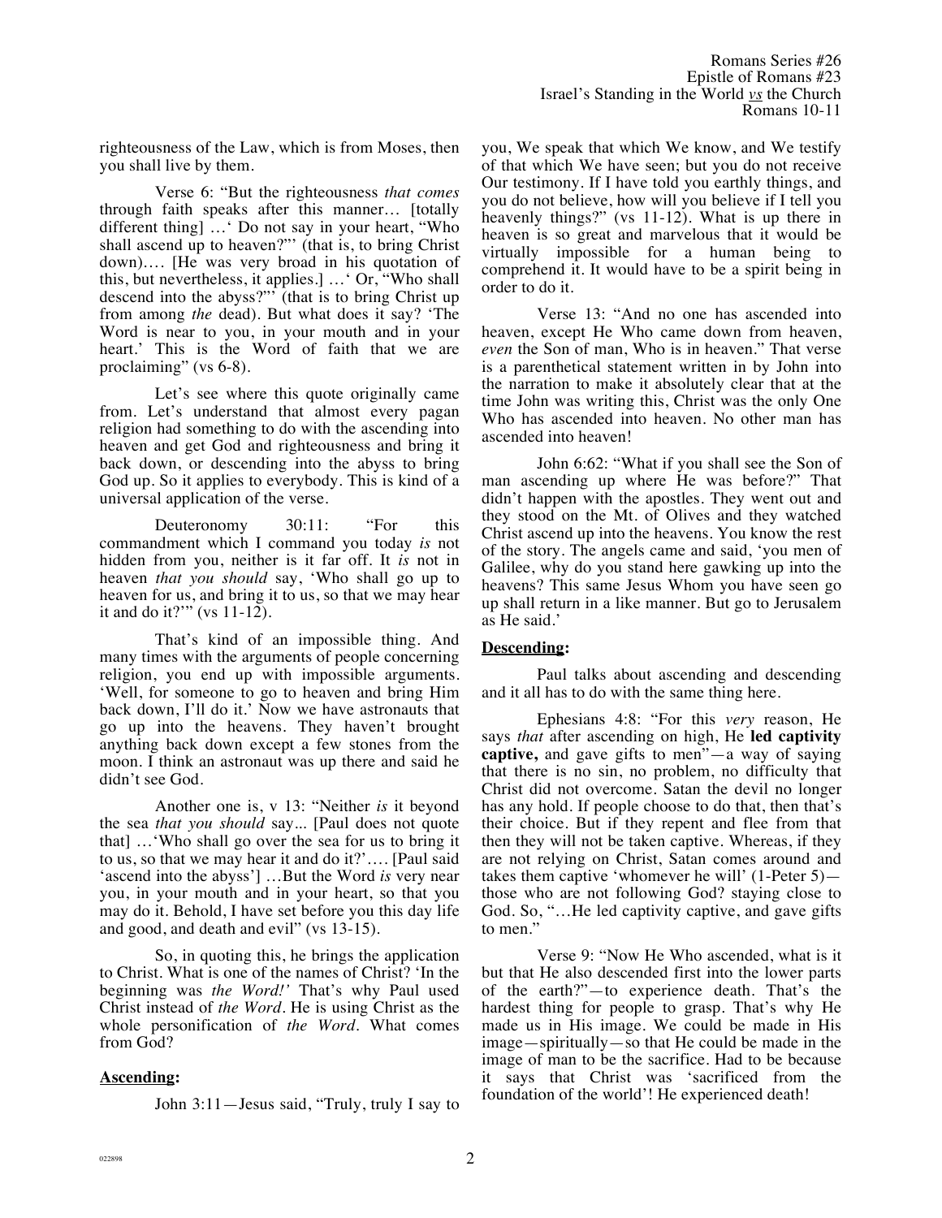righteousness of the Law, which is from Moses, then you shall live by them.

Verse 6: "But the righteousness *that comes* through faith speaks after this manner… [totally different thing] …' Do not say in your heart, "Who shall ascend up to heaven?"' (that is, to bring Christ down)…. [He was very broad in his quotation of this, but nevertheless, it applies.] …' Or, "Who shall descend into the abyss?"' (that is to bring Christ up from among *the* dead). But what does it say? 'The Word is near to you, in your mouth and in your heart.' This is the Word of faith that we are proclaiming" (vs 6-8).

Let's see where this quote originally came from. Let's understand that almost every pagan religion had something to do with the ascending into heaven and get God and righteousness and bring it back down, or descending into the abyss to bring God up. So it applies to everybody. This is kind of a universal application of the verse.

Deuteronomy 30:11: "For this commandment which I command you today *is* not hidden from you, neither is it far off. It *is* not in heaven *that you should* say, 'Who shall go up to heaven for us, and bring it to us, so that we may hear it and do it?'" (vs 11-12).

That's kind of an impossible thing. And many times with the arguments of people concerning religion, you end up with impossible arguments. 'Well, for someone to go to heaven and bring Him back down, I'll do it.' Now we have astronauts that go up into the heavens. They haven't brought anything back down except a few stones from the moon. I think an astronaut was up there and said he didn't see God.

Another one is, v 13: "Neither *is* it beyond the sea *that you should* say... [Paul does not quote that] …'Who shall go over the sea for us to bring it to us, so that we may hear it and do it?'…. [Paul said 'ascend into the abyss'] …But the Word *is* very near you, in your mouth and in your heart, so that you may do it. Behold, I have set before you this day life and good, and death and evil" (vs 13-15).

So, in quoting this, he brings the application to Christ. What is one of the names of Christ? 'In the beginning was *the Word!'* That's why Paul used Christ instead of *the Word*. He is using Christ as the whole personification of *the Word*. What comes from God?

**Ascending:**

John 3:11—Jesus said, "Truly, truly I say to you, We speak that which We know, and We testify of that which We have seen; but you do not receive Our testimony. If I have told you earthly things, and you do not believe, how will you believe if I tell you heavenly things?" (vs 11-12). What is up there in heaven is so great and marvelous that it would be virtually impossible for a human being to comprehend it. It would have to be a spirit being in order to do it.

Verse 13: "And no one has ascended into heaven, except He Who came down from heaven, *even* the Son of man, Who is in heaven." That verse is a parenthetical statement written in by John into the narration to make it absolutely clear that at the time John was writing this, Christ was the only One Who has ascended into heaven. No other man has ascended into heaven!

John 6:62: "What if you shall see the Son of man ascending up where He was before?" That didn't happen with the apostles. They went out and they stood on the Mt. of Olives and they watched Christ ascend up into the heavens. You know the rest of the story. The angels came and said, 'you men of Galilee, why do you stand here gawking up into the heavens? This same Jesus Whom you have seen go up shall return in a like manner. But go to Jerusalem as He said.'

**Descending:**

Paul talks about ascending and descending and it all has to do with the same thing here.

Ephesians 4:8: "For this *very* reason, He says *that* after ascending on high, He **led captivity captive,** and gave gifts to men"—a way of saying that there is no sin, no problem, no difficulty that Christ did not overcome. Satan the devil no longer has any hold. If people choose to do that, then that's their choice. But if they repent and flee from that then they will not be taken captive. Whereas, if they are not relying on Christ, Satan comes around and takes them captive 'whomever he will' (1-Peter 5)—those who are not following God? staying close to God. So, "…He led captivity captive, and gave gifts to men."

Verse 9: "Now He Who ascended, what is it but that He also descended first into the lower parts of the earth?"—to experience death. That's the hardest thing for people to grasp. That's why He made us in His image. We could be made in His image—spiritually—so that He could be made in the image of man to be the sacrifice. Had to be because it says that Christ was 'sacrificed from the foundation of the world'! He experienced death!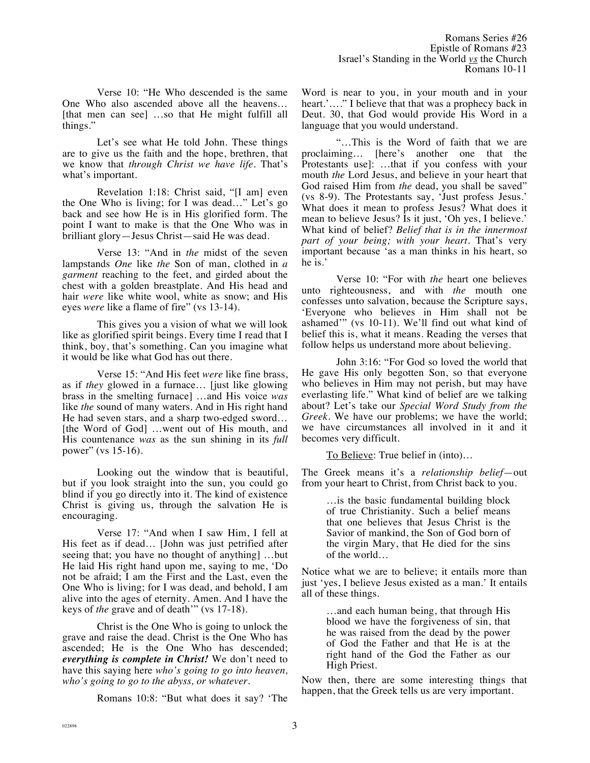Verse 10: "He Who descended is the same One Who also ascended above all the heavens… [that men can see] …so that He might fulfill all things."

Let's see what He told John. These things are to give us the faith and the hope, brethren, that we know that *through Christ we have life*. That's what's important.

Revelation 1:18: Christ said, "[I am] even the One Who is living; for I was dead…" Let's go back and see how He is in His glorified form. The point I want to make is that the One Who was in brilliant glory—Jesus Christ—said He was dead.

Verse 13: "And in *the* midst of the seven lampstands *One* like *the* Son of man, clothed in *a garment* reaching to the feet, and girded about the chest with a golden breastplate. And His head and hair *were* like white wool, white as snow; and His eyes *were* like a flame of fire" (vs 13-14).

This gives you a vision of what we will look like as glorified spirit beings. Every time I read that I think, boy, that's something. Can you imagine what it would be like what God has out there.

Verse 15: "And His feet *were* like fine brass, as if *they* glowed in a furnace… [just like glowing brass in the smelting furnace] …and His voice *was* like *the* sound of many waters. And in His right hand He had seven stars, and a sharp two-edged sword… [the Word of God] …went out of His mouth, and His countenance *was* as the sun shining in its *full* power" (vs 15-16).

Looking out the window that is beautiful, but if you look straight into the sun, you could go blind if you go directly into it. The kind of existence Christ is giving us, through the salvation He is encouraging.

Verse 17: "And when I saw Him, I fell at His feet as if dead… [John was just petrified after seeing that; you have no thought of anything] …but He laid His right hand upon me, saying to me, 'Do not be afraid; I am the First and the Last, even the One Who is living; for I was dead, and behold, I am alive into the ages of eternity. Amen. And I have the keys of *the* grave and of death'" (vs 17-18).

Christ is the One Who is going to unlock the grave and raise the dead. Christ is the One Who has ascended; He is the One Who has descended; ***everything is complete in Christ!*** We don't need to have this saying here *who's going to go into heaven, who's going to go to the abyss, or whatever*.

Romans 10:8: "But what does it say? 'The Word is near to you, in your mouth and in your heart.'…." I believe that that was a prophecy back in Deut. 30, that God would provide His Word in a language that you would understand.

"…This is the Word of faith that we are proclaiming… [here's another one that the Protestants use]: …that if you confess with your mouth *the* Lord Jesus, and believe in your heart that God raised Him from *the* dead, you shall be saved" (vs 8-9). The Protestants say, 'Just profess Jesus.' What does it mean to profess Jesus? What does it mean to believe Jesus? Is it just, 'Oh yes, I believe.' What kind of belief? *Belief that is in the innermost part of your being; with your heart*. That's very important because 'as a man thinks in his heart, so he is.'

Verse 10: "For with *the* heart one believes unto righteousness, and with *the* mouth one confesses unto salvation, because the Scripture says, 'Everyone who believes in Him shall not be ashamed'" (vs 10-11). We'll find out what kind of belief this is, what it means. Reading the verses that follow helps us understand more about believing.

John 3:16: "For God so loved the world that He gave His only begotten Son, so that everyone who believes in Him may not perish, but may have everlasting life." What kind of belief are we talking about? Let's take our *Special Word Study from the Greek*. We have our problems; we have the world; we have circumstances all involved in it and it becomes very difficult.

<u>To Believe</u>: True belief in (into)…

The Greek means it's a *relationship belief*—out from your heart to Christ, from Christ back to you.

> …is the basic fundamental building block of true Christianity. Such a belief means that one believes that Jesus Christ is the Savior of mankind, the Son of God born of the virgin Mary, that He died for the sins of the world…

Notice what we are to believe; it entails more than just 'yes, I believe Jesus existed as a man.' It entails all of these things.

> …and each human being, that through His blood we have the forgiveness of sin, that he was raised from the dead by the power of God the Father and that He is at the right hand of the God the Father as our High Priest.

Now then, there are some interesting things that happen, that the Greek tells us are very important.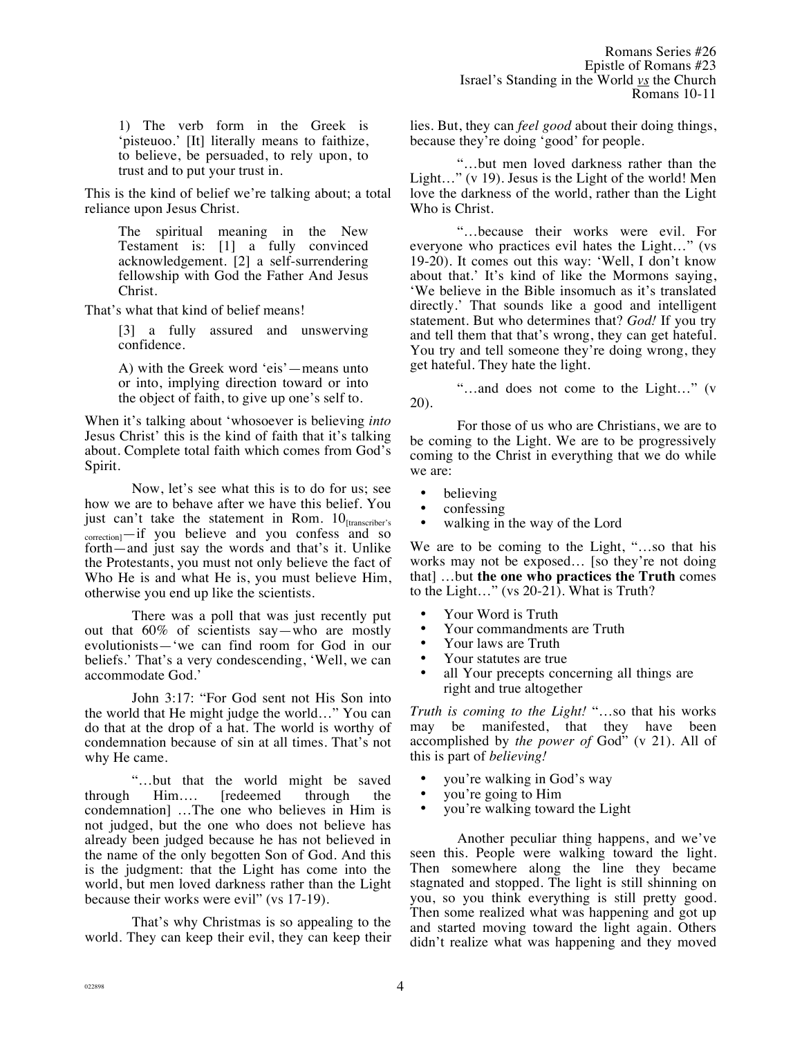> 1) The verb form in the Greek is 'pisteuoo.' [It] literally means to faithize, to believe, be persuaded, to rely upon, to trust and to put your trust in.

This is the kind of belief we're talking about; a total reliance upon Jesus Christ.

> The spiritual meaning in the New Testament is: [1] a fully convinced acknowledgement. [2] a self-surrendering fellowship with God the Father And Jesus Christ.

That's what that kind of belief means!

> [3] a fully assured and unswerving confidence.
>
> A) with the Greek word 'eis'—means unto or into, implying direction toward or into the object of faith, to give up one's self to.

When it's talking about 'whosoever is believing *into* Jesus Christ' this is the kind of faith that it's talking about. Complete total faith which comes from God's Spirit.

Now, let's see what this is to do for us; see how we are to behave after we have this belief. You just can't take the statement in Rom. 10[transcriber's correction]—if you believe and you confess and so forth—and just say the words and that's it. Unlike the Protestants, you must not only believe the fact of Who He is and what He is, you must believe Him, otherwise you end up like the scientists.

There was a poll that was just recently put out that 60% of scientists say—who are mostly evolutionists—'we can find room for God in our beliefs.' That's a very condescending, 'Well, we can accommodate God.'

John 3:17: "For God sent not His Son into the world that He might judge the world…" You can do that at the drop of a hat. The world is worthy of condemnation because of sin at all times. That's not why He came.

"…but that the world might be saved through Him…. [redeemed through the condemnation] …The one who believes in Him is not judged, but the one who does not believe has already been judged because he has not believed in the name of the only begotten Son of God. And this is the judgment: that the Light has come into the world, but men loved darkness rather than the Light because their works were evil" (vs 17-19).

That's why Christmas is so appealing to the world. They can keep their evil, they can keep their lies. But, they can *feel good* about their doing things, because they're doing 'good' for people.

"…but men loved darkness rather than the Light…" (v 19). Jesus is the Light of the world! Men love the darkness of the world, rather than the Light Who is Christ.

"…because their works were evil. For everyone who practices evil hates the Light…" (vs 19-20). It comes out this way: 'Well, I don't know about that.' It's kind of like the Mormons saying, 'We believe in the Bible insomuch as it's translated directly.' That sounds like a good and intelligent statement. But who determines that? *God!* If you try and tell them that that's wrong, they can get hateful. You try and tell someone they're doing wrong, they get hateful. They hate the light.

"…and does not come to the Light…" (v 20).

For those of us who are Christians, we are to be coming to the Light. We are to be progressively coming to the Christ in everything that we do while we are:

- believing
- confessing
- walking in the way of the Lord

We are to be coming to the Light, "…so that his works may not be exposed… [so they're not doing that] …but **the one who practices the Truth** comes to the Light…" (vs 20-21). What is Truth?

- Your Word is Truth
- Your commandments are Truth
- Your laws are Truth
- Your statutes are true
- all Your precepts concerning all things are right and true altogether

*Truth is coming to the Light!* "…so that his works may be manifested, that they have been accomplished by *the power of* God" (v 21). All of this is part of *believing!*

- you're walking in God's way
- you're going to Him
- you're walking toward the Light

Another peculiar thing happens, and we've seen this. People were walking toward the light. Then somewhere along the line they became stagnated and stopped. The light is still shinning on you, so you think everything is still pretty good. Then some realized what was happening and got up and started moving toward the light again. Others didn't realize what was happening and they moved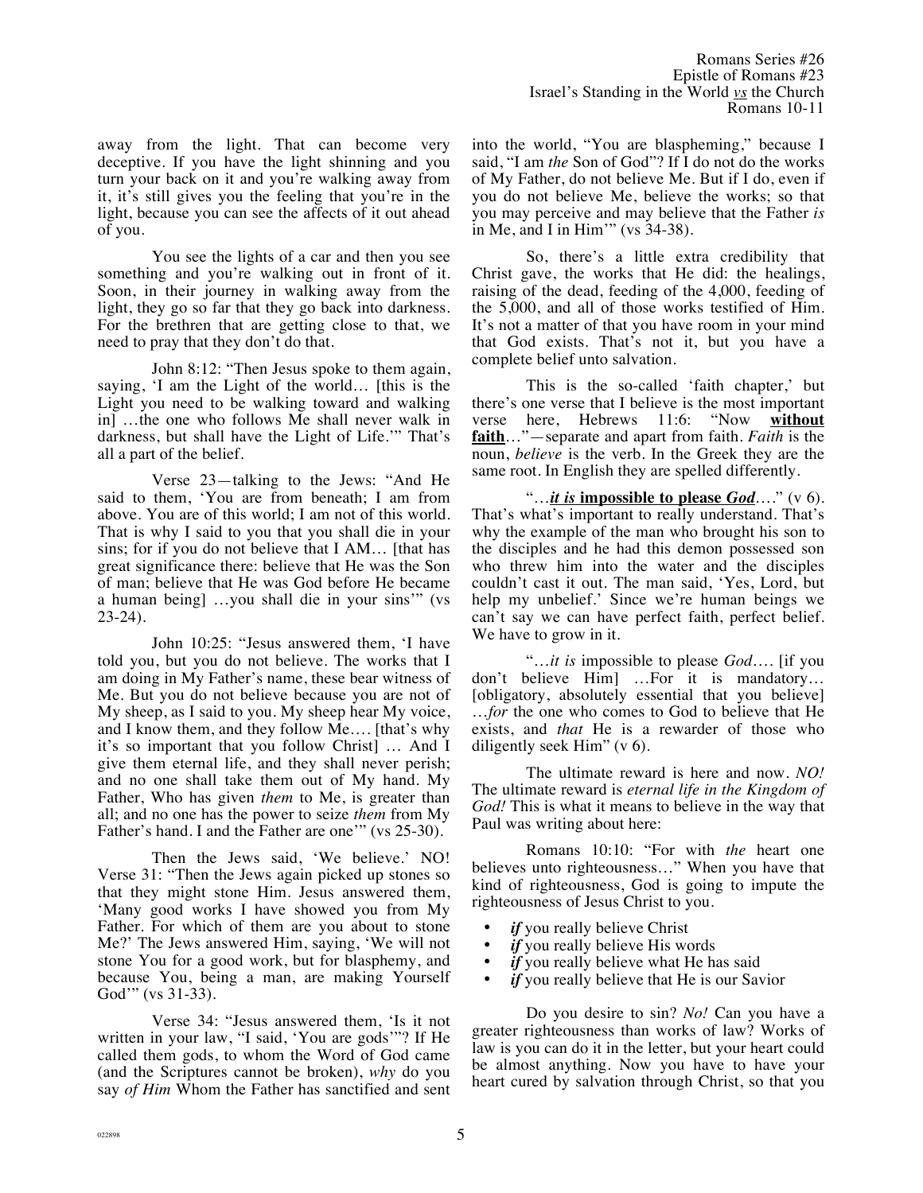away from the light. That can become very deceptive. If you have the light shinning and you turn your back on it and you're walking away from it, it's still gives you the feeling that you're in the light, because you can see the affects of it out ahead of you.

You see the lights of a car and then you see something and you're walking out in front of it. Soon, in their journey in walking away from the light, they go so far that they go back into darkness. For the brethren that are getting close to that, we need to pray that they don't do that.

John 8:12: "Then Jesus spoke to them again, saying, 'I am the Light of the world… [this is the Light you need to be walking toward and walking in] …the one who follows Me shall never walk in darkness, but shall have the Light of Life.'" That's all a part of the belief.

Verse 23—talking to the Jews: "And He said to them, 'You are from beneath; I am from above. You are of this world; I am not of this world. That is why I said to you that you shall die in your sins; for if you do not believe that I AM… [that has great significance there: believe that He was the Son of man; believe that He was God before He became a human being] …you shall die in your sins'" (vs 23-24).

John 10:25: "Jesus answered them, 'I have told you, but you do not believe. The works that I am doing in My Father's name, these bear witness of Me. But you do not believe because you are not of My sheep, as I said to you. My sheep hear My voice, and I know them, and they follow Me…. [that's why it's so important that you follow Christ] … And I give them eternal life, and they shall never perish; and no one shall take them out of My hand. My Father, Who has given *them* to Me, is greater than all; and no one has the power to seize *them* from My Father's hand. I and the Father are one'" (vs 25-30).

Then the Jews said, 'We believe.' NO! Verse 31: "Then the Jews again picked up stones so that they might stone Him. Jesus answered them, 'Many good works I have showed you from My Father. For which of them are you about to stone Me?' The Jews answered Him, saying, 'We will not stone You for a good work, but for blasphemy, and because You, being a man, are making Yourself God'" (vs 31-33).

Verse 34: "Jesus answered them, 'Is it not written in your law, "I said, 'You are gods'"? If He called them gods, to whom the Word of God came (and the Scriptures cannot be broken), *why* do you say *of Him* Whom the Father has sanctified and sent into the world, "You are blaspheming," because I said, "I am *the* Son of God"? If I do not do the works of My Father, do not believe Me. But if I do, even if you do not believe Me, believe the works; so that you may perceive and may believe that the Father *is* in Me, and I in Him'" (vs 34-38).

So, there's a little extra credibility that Christ gave, the works that He did: the healings, raising of the dead, feeding of the 4,000, feeding of the 5,000, and all of those works testified of Him. It's not a matter of that you have room in your mind that God exists. That's not it, but you have a complete belief unto salvation.

This is the so-called 'faith chapter,' but there's one verse that I believe is the most important verse here, Hebrews 11:6: "Now **without faith**…"—separate and apart from faith. *Faith* is the noun, *believe* is the verb. In the Greek they are the same root. In English they are spelled differently.

"…***it is* impossible to please *God***…." (v 6). That's what's important to really understand. That's why the example of the man who brought his son to the disciples and he had this demon possessed son who threw him into the water and the disciples couldn't cast it out. The man said, 'Yes, Lord, but help my unbelief.' Since we're human beings we can't say we can have perfect faith, perfect belief. We have to grow in it.

"…*it is* impossible to please *God*…. [if you don't believe Him] …For it is mandatory… [obligatory, absolutely essential that you believe] …*for* the one who comes to God to believe that He exists, and *that* He is a rewarder of those who diligently seek Him" (v 6).

The ultimate reward is here and now. *NO!* The ultimate reward is *eternal life in the Kingdom of God!* This is what it means to believe in the way that Paul was writing about here:

Romans 10:10: "For with *the* heart one believes unto righteousness…" When you have that kind of righteousness, God is going to impute the righteousness of Jesus Christ to you.

- ***if*** you really believe Christ
- ***if*** you really believe His words
- ***if*** you really believe what He has said
- ***if*** you really believe that He is our Savior

Do you desire to sin? *No!* Can you have a greater righteousness than works of law? Works of law is you can do it in the letter, but your heart could be almost anything. Now you have to have your heart cured by salvation through Christ, so that you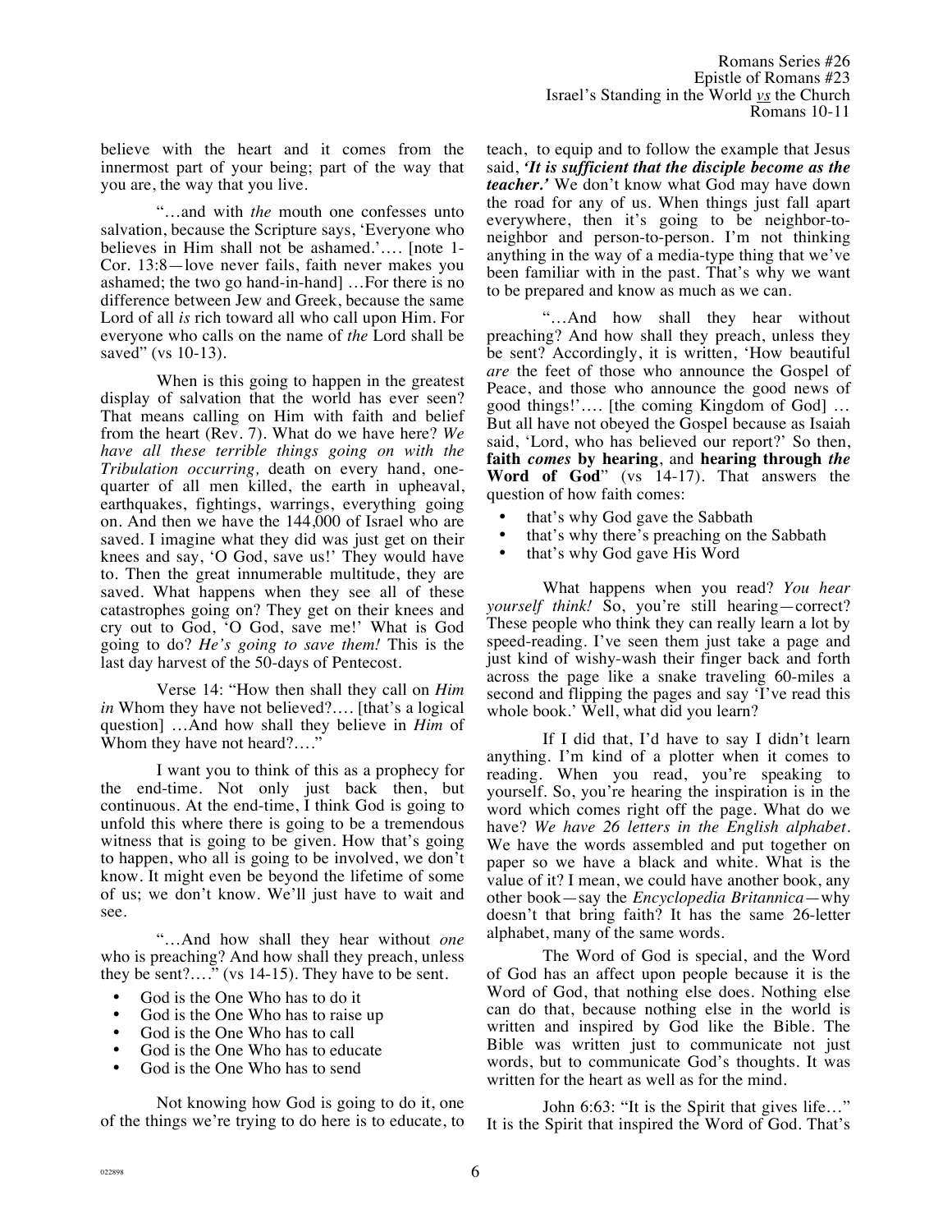believe with the heart and it comes from the innermost part of your being; part of the way that you are, the way that you live.

"…and with *the* mouth one confesses unto salvation, because the Scripture says, 'Everyone who believes in Him shall not be ashamed.'…. [note 1-Cor. 13:8—love never fails, faith never makes you ashamed; the two go hand-in-hand] …For there is no difference between Jew and Greek, because the same Lord of all *is* rich toward all who call upon Him. For everyone who calls on the name of *the* Lord shall be saved" (vs 10-13).

When is this going to happen in the greatest display of salvation that the world has ever seen? That means calling on Him with faith and belief from the heart (Rev. 7). What do we have here? *We have all these terrible things going on with the Tribulation occurring,* death on every hand, one-quarter of all men killed, the earth in upheaval, earthquakes, fightings, warrings, everything going on. And then we have the 144,000 of Israel who are saved. I imagine what they did was just get on their knees and say, 'O God, save us!' They would have to. Then the great innumerable multitude, they are saved. What happens when they see all of these catastrophes going on? They get on their knees and cry out to God, 'O God, save me!' What is God going to do? *He's going to save them!* This is the last day harvest of the 50-days of Pentecost.

Verse 14: "How then shall they call on *Him in* Whom they have not believed?…. [that's a logical question] …And how shall they believe in *Him* of Whom they have not heard?…."

I want you to think of this as a prophecy for the end-time. Not only just back then, but continuous. At the end-time, I think God is going to unfold this where there is going to be a tremendous witness that is going to be given. How that's going to happen, who all is going to be involved, we don't know. It might even be beyond the lifetime of some of us; we don't know. We'll just have to wait and see.

"…And how shall they hear without *one* who is preaching? And how shall they preach, unless they be sent?…." (vs 14-15). They have to be sent.

- God is the One Who has to do it
- God is the One Who has to raise up
- God is the One Who has to call
- God is the One Who has to educate
- God is the One Who has to send

Not knowing how God is going to do it, one of the things we're trying to do here is to educate, to teach, to equip and to follow the example that Jesus said, ***'It is sufficient that the disciple become as the teacher.'*** We don't know what God may have down the road for any of us. When things just fall apart everywhere, then it's going to be neighbor-to-neighbor and person-to-person. I'm not thinking anything in the way of a media-type thing that we've been familiar with in the past. That's why we want to be prepared and know as much as we can.

"…And how shall they hear without preaching? And how shall they preach, unless they be sent? Accordingly, it is written, 'How beautiful *are* the feet of those who announce the Gospel of Peace, and those who announce the good news of good things!'…. [the coming Kingdom of God] …But all have not obeyed the Gospel because as Isaiah said, 'Lord, who has believed our report?' So then, **faith *comes* by hearing**, and **hearing through *the* Word of God**" (vs 14-17). That answers the question of how faith comes:

- that's why God gave the Sabbath
- that's why there's preaching on the Sabbath
- that's why God gave His Word

What happens when you read? *You hear yourself think!* So, you're still hearing—correct? These people who think they can really learn a lot by speed-reading. I've seen them just take a page and just kind of wishy-wash their finger back and forth across the page like a snake traveling 60-miles a second and flipping the pages and say 'I've read this whole book.' Well, what did you learn?

If I did that, I'd have to say I didn't learn anything. I'm kind of a plotter when it comes to reading. When you read, you're speaking to yourself. So, you're hearing the inspiration is in the word which comes right off the page. What do we have? *We have 26 letters in the English alphabet.* We have the words assembled and put together on paper so we have a black and white. What is the value of it? I mean, we could have another book, any other book—say the *Encyclopedia Britannica*—why doesn't that bring faith? It has the same 26-letter alphabet, many of the same words.

The Word of God is special, and the Word of God has an affect upon people because it is the Word of God, that nothing else does. Nothing else can do that, because nothing else in the world is written and inspired by God like the Bible. The Bible was written just to communicate not just words, but to communicate God's thoughts. It was written for the heart as well as for the mind.

John 6:63: "It is the Spirit that gives life…" It is the Spirit that inspired the Word of God. That's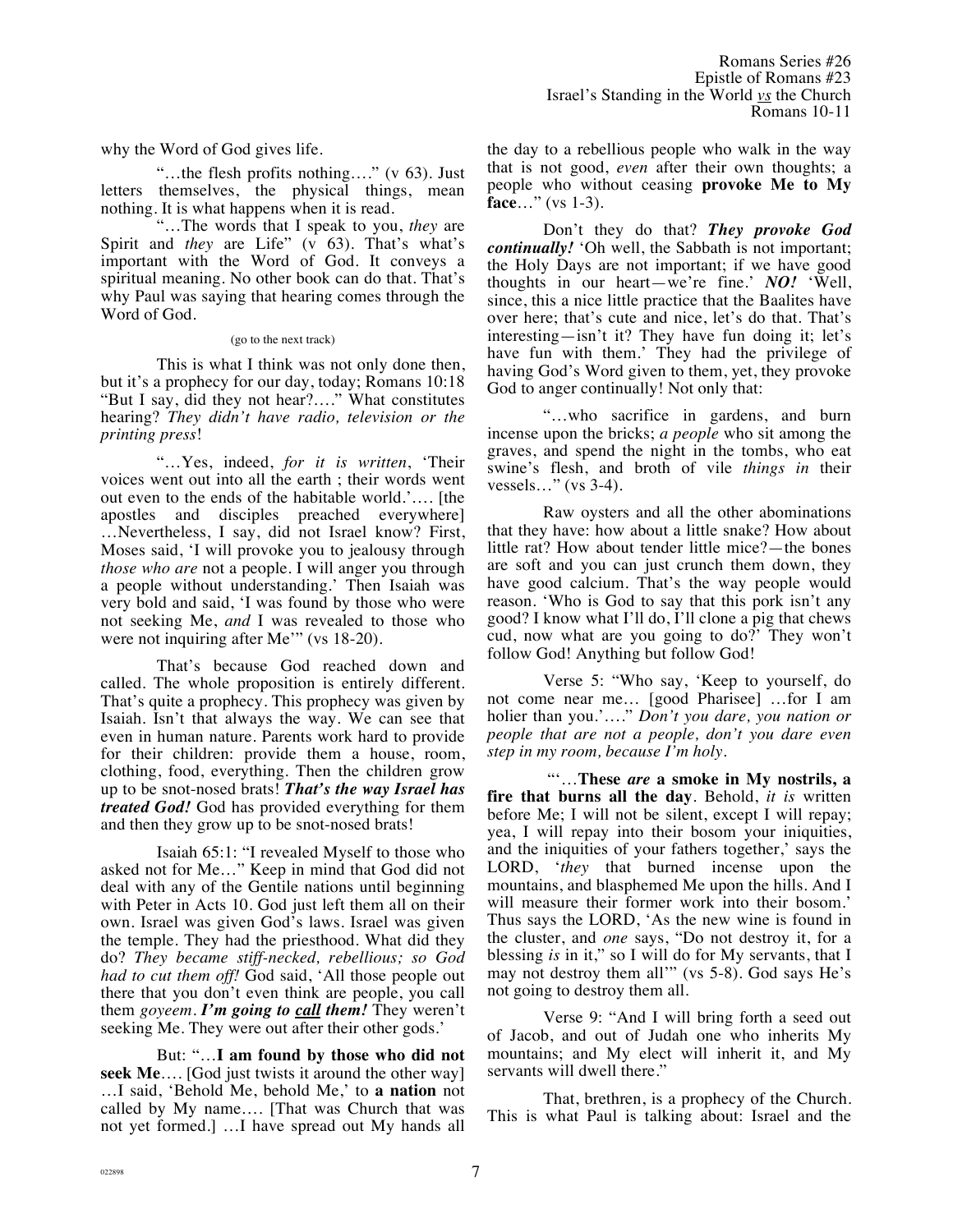why the Word of God gives life.

"…the flesh profits nothing…." (v 63). Just letters themselves, the physical things, mean nothing. It is what happens when it is read.

"…The words that I speak to you, *they* are Spirit and *they* are Life" (v 63). That's what's important with the Word of God. It conveys a spiritual meaning. No other book can do that. That's why Paul was saying that hearing comes through the Word of God.

(go to the next track)

This is what I think was not only done then, but it's a prophecy for our day, today; Romans 10:18 "But I say, did they not hear?…." What constitutes hearing? *They didn't have radio, television or the printing press*!

"…Yes, indeed, *for it is written*, 'Their voices went out into all the earth ; their words went out even to the ends of the habitable world.'…. [the apostles and disciples preached everywhere] …Nevertheless, I say, did not Israel know? First, Moses said, 'I will provoke you to jealousy through *those who are* not a people. I will anger you through a people without understanding.' Then Isaiah was very bold and said, 'I was found by those who were not seeking Me, *and* I was revealed to those who were not inquiring after Me'" (vs 18-20).

That's because God reached down and called. The whole proposition is entirely different. That's quite a prophecy. This prophecy was given by Isaiah. Isn't that always the way. We can see that even in human nature. Parents work hard to provide for their children: provide them a house, room, clothing, food, everything. Then the children grow up to be snot-nosed brats! ***That's the way Israel has treated God!*** God has provided everything for them and then they grow up to be snot-nosed brats!

Isaiah 65:1: "I revealed Myself to those who asked not for Me…" Keep in mind that God did not deal with any of the Gentile nations until beginning with Peter in Acts 10. God just left them all on their own. Israel was given God's laws. Israel was given the temple. They had the priesthood. What did they do? *They became stiff-necked, rebellious; so God had to cut them off!* God said, 'All those people out there that you don't even think are people, you call them *goyeem*. ***I'm going to call them!*** They weren't seeking Me. They were out after their other gods.'

But: "…**I am found by those who did not seek Me**…. [God just twists it around the other way] …I said, 'Behold Me, behold Me,' to **a nation** not called by My name…. [That was Church that was not yet formed.] …I have spread out My hands all the day to a rebellious people who walk in the way that is not good, *even* after their own thoughts; a people who without ceasing **provoke Me to My face**…" (vs 1-3).

Don't they do that? ***They provoke God continually!*** 'Oh well, the Sabbath is not important; the Holy Days are not important; if we have good thoughts in our heart—we're fine.' ***NO!*** 'Well, since, this a nice little practice that the Baalites have over here; that's cute and nice, let's do that. That's interesting—isn't it? They have fun doing it; let's have fun with them.' They had the privilege of having God's Word given to them, yet, they provoke God to anger continually! Not only that:

"…who sacrifice in gardens, and burn incense upon the bricks; *a people* who sit among the graves, and spend the night in the tombs, who eat swine's flesh, and broth of vile *things in* their vessels…" (vs 3-4).

Raw oysters and all the other abominations that they have: how about a little snake? How about little rat? How about tender little mice?—the bones are soft and you can just crunch them down, they have good calcium. That's the way people would reason. 'Who is God to say that this pork isn't any good? I know what I'll do, I'll clone a pig that chews cud, now what are you going to do?' They won't follow God! Anything but follow God!

Verse 5: "Who say, 'Keep to yourself, do not come near me… [good Pharisee] …for I am holier than you.'…." *Don't you dare, you nation or people that are not a people, don't you dare even step in my room, because I'm holy.*

"'…**These *are* a smoke in My nostrils, a fire that burns all the day**. Behold, *it is* written before Me; I will not be silent, except I will repay; yea, I will repay into their bosom your iniquities, and the iniquities of your fathers together,' says the LORD, '*they* that burned incense upon the mountains, and blasphemed Me upon the hills. And I will measure their former work into their bosom.' Thus says the LORD, 'As the new wine is found in the cluster, and *one* says, "Do not destroy it, for a blessing *is* in it," so I will do for My servants, that I may not destroy them all'" (vs 5-8). God says He's not going to destroy them all.

Verse 9: "And I will bring forth a seed out of Jacob, and out of Judah one who inherits My mountains; and My elect will inherit it, and My servants will dwell there."

That, brethren, is a prophecy of the Church. This is what Paul is talking about: Israel and the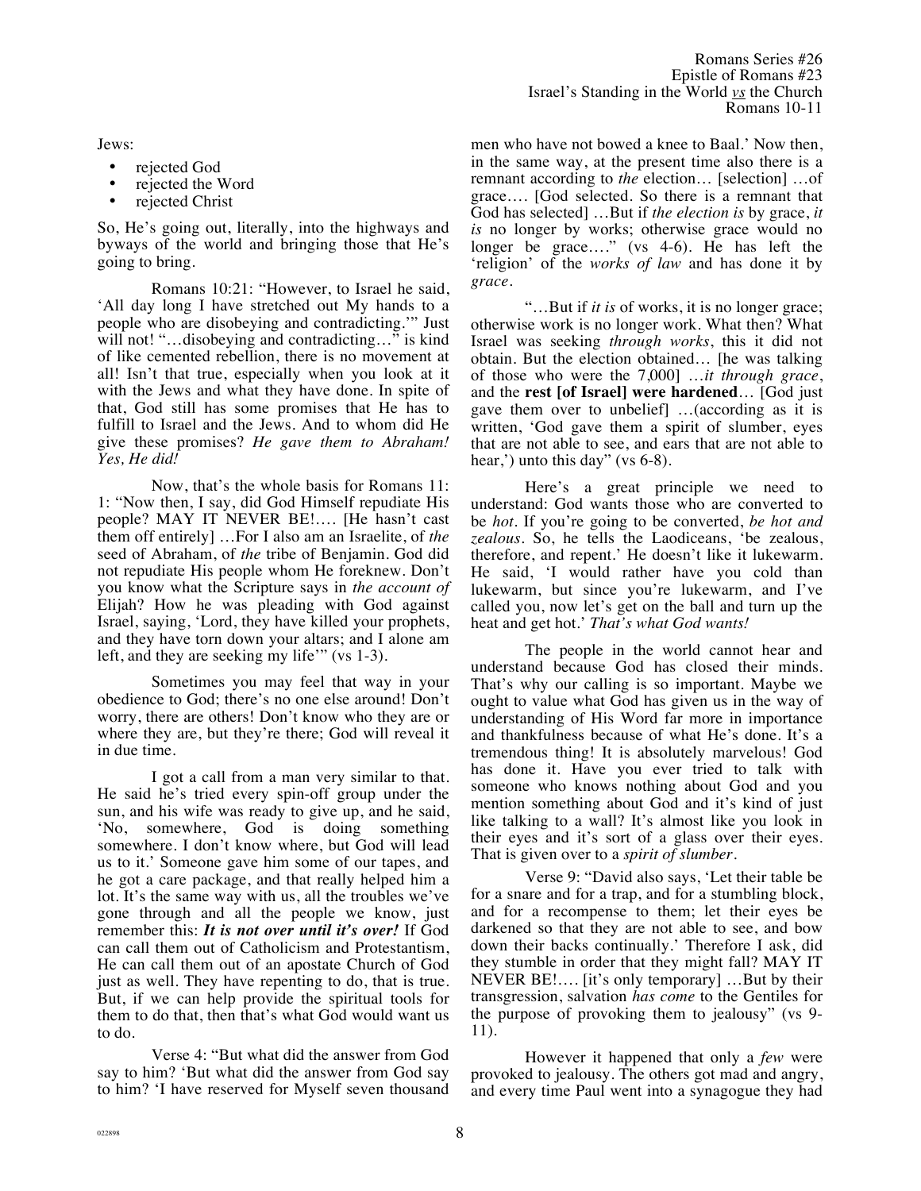Jews:

- rejected God
- rejected the Word
- rejected Christ

So, He's going out, literally, into the highways and byways of the world and bringing those that He's going to bring.

Romans 10:21: "However, to Israel he said, 'All day long I have stretched out My hands to a people who are disobeying and contradicting.'" Just will not! "…disobeying and contradicting…" is kind of like cemented rebellion, there is no movement at all! Isn't that true, especially when you look at it with the Jews and what they have done. In spite of that, God still has some promises that He has to fulfill to Israel and the Jews. And to whom did He give these promises? *He gave them to Abraham! Yes, He did!*

Now, that's the whole basis for Romans 11: 1: "Now then, I say, did God Himself repudiate His people? MAY IT NEVER BE!…. [He hasn't cast them off entirely] …For I also am an Israelite, of *the* seed of Abraham, of *the* tribe of Benjamin. God did not repudiate His people whom He foreknew. Don't you know what the Scripture says in *the account of* Elijah? How he was pleading with God against Israel, saying, 'Lord, they have killed your prophets, and they have torn down your altars; and I alone am left, and they are seeking my life'" (vs 1-3).

Sometimes you may feel that way in your obedience to God; there's no one else around! Don't worry, there are others! Don't know who they are or where they are, but they're there; God will reveal it in due time.

I got a call from a man very similar to that. He said he's tried every spin-off group under the sun, and his wife was ready to give up, and he said, 'No, somewhere, God is doing something somewhere. I don't know where, but God will lead us to it.' Someone gave him some of our tapes, and he got a care package, and that really helped him a lot. It's the same way with us, all the troubles we've gone through and all the people we know, just remember this: ***It is not over until it's over!*** If God can call them out of Catholicism and Protestantism, He can call them out of an apostate Church of God just as well. They have repenting to do, that is true. But, if we can help provide the spiritual tools for them to do that, then that's what God would want us to do.

Verse 4: "But what did the answer from God say to him? 'But what did the answer from God say to him? 'I have reserved for Myself seven thousand men who have not bowed a knee to Baal.' Now then, in the same way, at the present time also there is a remnant according to *the* election… [selection] …of grace…. [God selected. So there is a remnant that God has selected] …But if *the election is* by grace, *it is* no longer by works; otherwise grace would no longer be grace…." (vs 4-6). He has left the 'religion' of the *works of law* and has done it by *grace*.

"…But if *it is* of works, it is no longer grace; otherwise work is no longer work. What then? What Israel was seeking *through works*, this it did not obtain. But the election obtained… [he was talking of those who were the 7,000] …*it through grace*, and the **rest [of Israel] were hardened**… [God just gave them over to unbelief] …(according as it is written, 'God gave them a spirit of slumber, eyes that are not able to see, and ears that are not able to hear,') unto this day" (vs 6-8).

Here's a great principle we need to understand: God wants those who are converted to be *hot*. If you're going to be converted, *be hot and zealous*. So, he tells the Laodiceans, 'be zealous, therefore, and repent.' He doesn't like it lukewarm. He said, 'I would rather have you cold than lukewarm, but since you're lukewarm, and I've called you, now let's get on the ball and turn up the heat and get hot.' *That's what God wants!*

The people in the world cannot hear and understand because God has closed their minds. That's why our calling is so important. Maybe we ought to value what God has given us in the way of understanding of His Word far more in importance and thankfulness because of what He's done. It's a tremendous thing! It is absolutely marvelous! God has done it. Have you ever tried to talk with someone who knows nothing about God and you mention something about God and it's kind of just like talking to a wall? It's almost like you look in their eyes and it's sort of a glass over their eyes. That is given over to a *spirit of slumber*.

Verse 9: "David also says, 'Let their table be for a snare and for a trap, and for a stumbling block, and for a recompense to them; let their eyes be darkened so that they are not able to see, and bow down their backs continually.' Therefore I ask, did they stumble in order that they might fall? MAY IT NEVER BE!…. [it's only temporary] …But by their transgression, salvation *has come* to the Gentiles for the purpose of provoking them to jealousy" (vs 9-11).

However it happened that only a *few* were provoked to jealousy. The others got mad and angry, and every time Paul went into a synagogue they had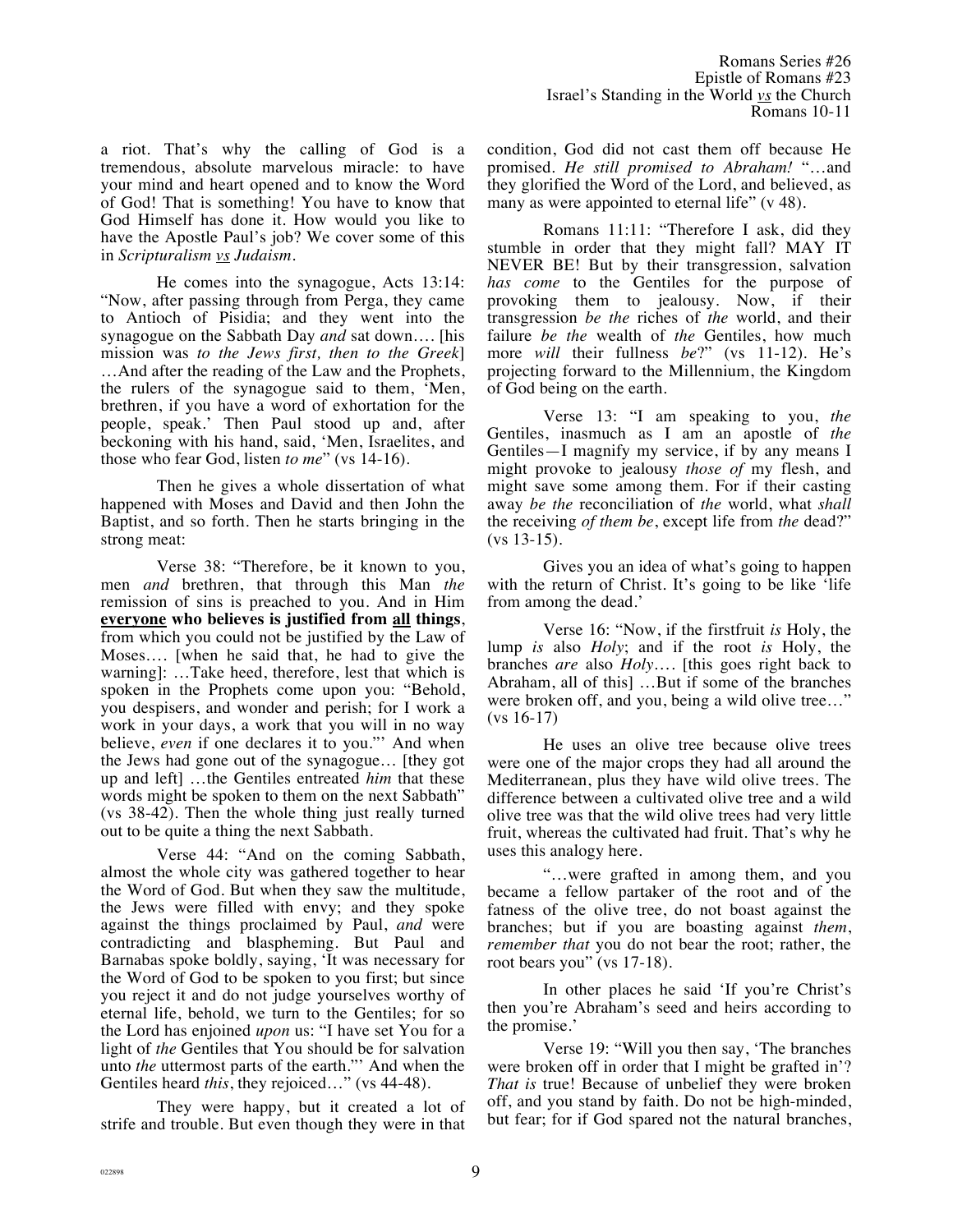a riot. That's why the calling of God is a tremendous, absolute marvelous miracle: to have your mind and heart opened and to know the Word of God! That is something! You have to know that God Himself has done it. How would you like to have the Apostle Paul's job? We cover some of this in *Scripturalism vs Judaism*.

He comes into the synagogue, Acts 13:14: "Now, after passing through from Perga, they came to Antioch of Pisidia; and they went into the synagogue on the Sabbath Day *and* sat down.... [his mission was *to the Jews first, then to the Greek*] ...And after the reading of the Law and the Prophets, the rulers of the synagogue said to them, 'Men, brethren, if you have a word of exhortation for the people, speak.' Then Paul stood up and, after beckoning with his hand, said, 'Men, Israelites, and those who fear God, listen *to me*" (vs 14-16).

Then he gives a whole dissertation of what happened with Moses and David and then John the Baptist, and so forth. Then he starts bringing in the strong meat:

Verse 38: "Therefore, be it known to you, men *and* brethren, that through this Man *the* remission of sins is preached to you. And in Him **everyone who believes is justified from all things**, from which you could not be justified by the Law of Moses.... [when he said that, he had to give the warning]: ...Take heed, therefore, lest that which is spoken in the Prophets come upon you: "Behold, you despisers, and wonder and perish; for I work a work in your days, a work that you will in no way believe, *even* if one declares it to you."' And when the Jews had gone out of the synagogue... [they got up and left] ...the Gentiles entreated *him* that these words might be spoken to them on the next Sabbath" (vs 38-42). Then the whole thing just really turned out to be quite a thing the next Sabbath.

Verse 44: "And on the coming Sabbath, almost the whole city was gathered together to hear the Word of God. But when they saw the multitude, the Jews were filled with envy; and they spoke against the things proclaimed by Paul, *and* were contradicting and blaspheming. But Paul and Barnabas spoke boldly, saying, 'It was necessary for the Word of God to be spoken to you first; but since you reject it and do not judge yourselves worthy of eternal life, behold, we turn to the Gentiles; for so the Lord has enjoined *upon* us: "I have set You for a light of *the* Gentiles that You should be for salvation unto *the* uttermost parts of the earth."' And when the Gentiles heard *this*, they rejoiced..." (vs 44-48).

They were happy, but it created a lot of strife and trouble. But even though they were in that condition, God did not cast them off because He promised. *He still promised to Abraham!* "...and they glorified the Word of the Lord, and believed, as many as were appointed to eternal life" (v 48).

Romans 11:11: "Therefore I ask, did they stumble in order that they might fall? MAY IT NEVER BE! But by their transgression, salvation *has come* to the Gentiles for the purpose of provoking them to jealousy. Now, if their transgression *be the* riches of *the* world, and their failure *be the* wealth of *the* Gentiles, how much more *will* their fullness *be*?" (vs 11-12). He's projecting forward to the Millennium, the Kingdom of God being on the earth.

Verse 13: "I am speaking to you, *the* Gentiles, inasmuch as I am an apostle of *the* Gentiles—I magnify my service, if by any means I might provoke to jealousy *those of* my flesh, and might save some among them. For if their casting away *be the* reconciliation of *the* world, what *shall* the receiving *of them be*, except life from *the* dead?" (vs 13-15).

Gives you an idea of what's going to happen with the return of Christ. It's going to be like 'life from among the dead.'

Verse 16: "Now, if the firstfruit *is* Holy, the lump *is* also *Holy*; and if the root *is* Holy, the branches *are* also *Holy*.... [this goes right back to Abraham, all of this] ...But if some of the branches were broken off, and you, being a wild olive tree..." (vs 16-17)

He uses an olive tree because olive trees were one of the major crops they had all around the Mediterranean, plus they have wild olive trees. The difference between a cultivated olive tree and a wild olive tree was that the wild olive trees had very little fruit, whereas the cultivated had fruit. That's why he uses this analogy here.

"...were grafted in among them, and you became a fellow partaker of the root and of the fatness of the olive tree, do not boast against the branches; but if you are boasting against *them*, *remember that* you do not bear the root; rather, the root bears you" (vs 17-18).

In other places he said 'If you're Christ's then you're Abraham's seed and heirs according to the promise.'

Verse 19: "Will you then say, 'The branches were broken off in order that I might be grafted in'? *That is* true! Because of unbelief they were broken off, and you stand by faith. Do not be high-minded, but fear; for if God spared not the natural branches,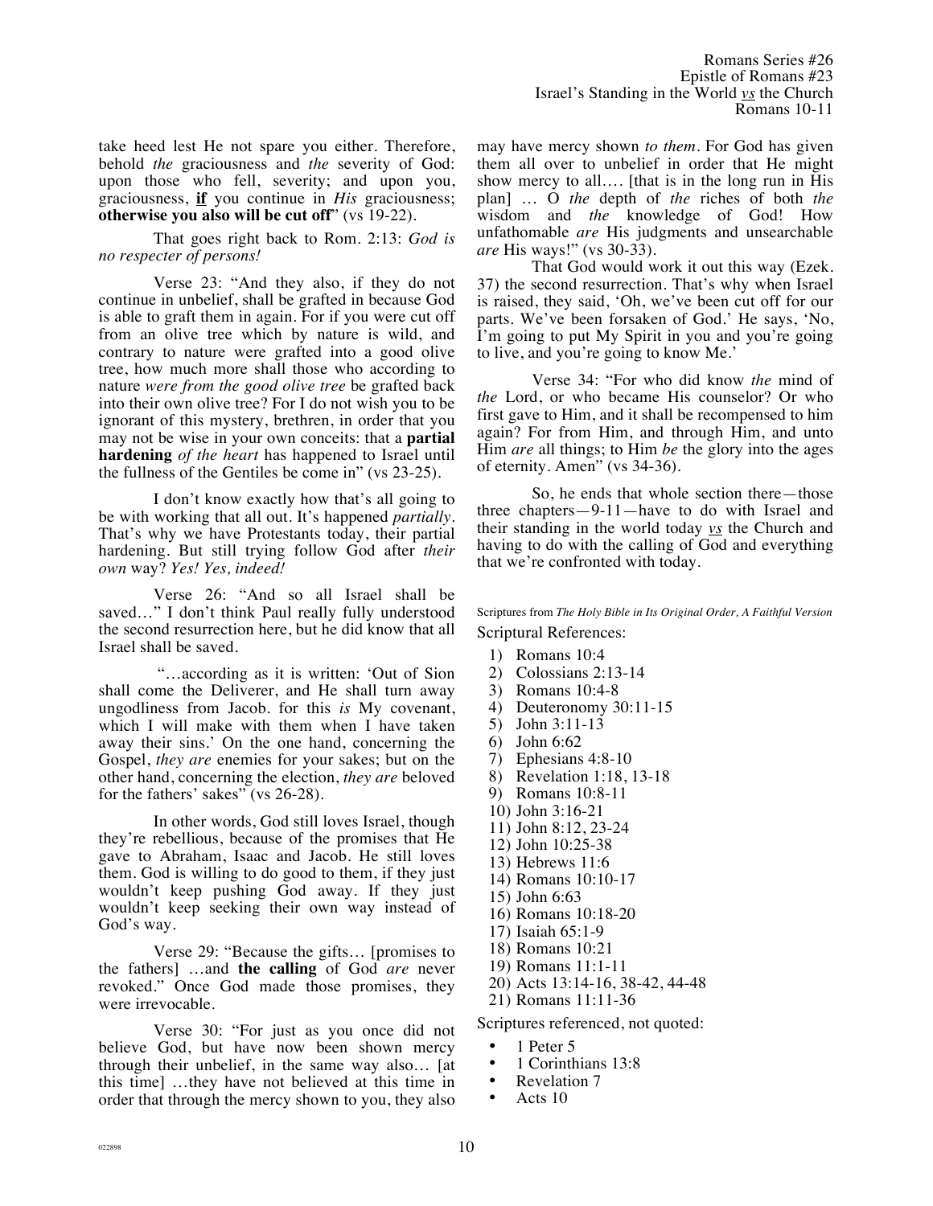take heed lest He not spare you either. Therefore, behold *the* graciousness and *the* severity of God: upon those who fell, severity; and upon you, graciousness, **if** you continue in *His* graciousness; **otherwise you also will be cut off**" (vs 19-22).

That goes right back to Rom. 2:13: *God is no respecter of persons!*

Verse 23: "And they also, if they do not continue in unbelief, shall be grafted in because God is able to graft them in again. For if you were cut off from an olive tree which by nature is wild, and contrary to nature were grafted into a good olive tree, how much more shall those who according to nature *were from the good olive tree* be grafted back into their own olive tree? For I do not wish you to be ignorant of this mystery, brethren, in order that you may not be wise in your own conceits: that a **partial hardening** *of the heart* has happened to Israel until the fullness of the Gentiles be come in" (vs 23-25).

I don't know exactly how that's all going to be with working that all out. It's happened *partially*. That's why we have Protestants today, their partial hardening. But still trying follow God after *their own* way? *Yes! Yes, indeed!*

Verse 26: "And so all Israel shall be saved…" I don't think Paul really fully understood the second resurrection here, but he did know that all Israel shall be saved.

"…according as it is written: 'Out of Sion shall come the Deliverer, and He shall turn away ungodliness from Jacob. for this *is* My covenant, which I will make with them when I have taken away their sins.' On the one hand, concerning the Gospel, *they are* enemies for your sakes; but on the other hand, concerning the election, *they are* beloved for the fathers' sakes" (vs 26-28).

In other words, God still loves Israel, though they're rebellious, because of the promises that He gave to Abraham, Isaac and Jacob. He still loves them. God is willing to do good to them, if they just wouldn't keep pushing God away. If they just wouldn't keep seeking their own way instead of God's way.

Verse 29: "Because the gifts… [promises to the fathers] …and **the calling** of God *are* never revoked." Once God made those promises, they were irrevocable.

Verse 30: "For just as you once did not believe God, but have now been shown mercy through their unbelief, in the same way also… [at this time] …they have not believed at this time in order that through the mercy shown to you, they also may have mercy shown *to them*. For God has given them all over to unbelief in order that He might show mercy to all…. [that is in the long run in His plan] … O *the* depth of *the* riches of both *the* wisdom and *the* knowledge of God! How unfathomable *are* His judgments and unsearchable *are* His ways!" (vs 30-33).

That God would work it out this way (Ezek. 37) the second resurrection. That's why when Israel is raised, they said, 'Oh, we've been cut off for our parts. We've been forsaken of God.' He says, 'No, I'm going to put My Spirit in you and you're going to live, and you're going to know Me.'

Verse 34: "For who did know *the* mind of *the* Lord, or who became His counselor? Or who first gave to Him, and it shall be recompensed to him again? For from Him, and through Him, and unto Him *are* all things; to Him *be* the glory into the ages of eternity. Amen" (vs 34-36).

So, he ends that whole section there—those three chapters—9-11—have to do with Israel and their standing in the world today *vs* the Church and having to do with the calling of God and everything that we're confronted with today.

Scriptures from *The Holy Bible in Its Original Order, A Faithful Version*

Scriptural References:

1) Romans 10:4
2) Colossians 2:13-14
3) Romans 10:4-8
4) Deuteronomy 30:11-15
5) John 3:11-13
6) John 6:62
7) Ephesians 4:8-10
8) Revelation 1:18, 13-18
9) Romans 10:8-11
10) John 3:16-21
11) John 8:12, 23-24
12) John 10:25-38
13) Hebrews 11:6
14) Romans 10:10-17
15) John 6:63
16) Romans 10:18-20
17) Isaiah 65:1-9
18) Romans 10:21
19) Romans 11:1-11
20) Acts 13:14-16, 38-42, 44-48
21) Romans 11:11-36

Scriptures referenced, not quoted:

- 1 Peter 5
- 1 Corinthians 13:8
- Revelation 7
- Acts 10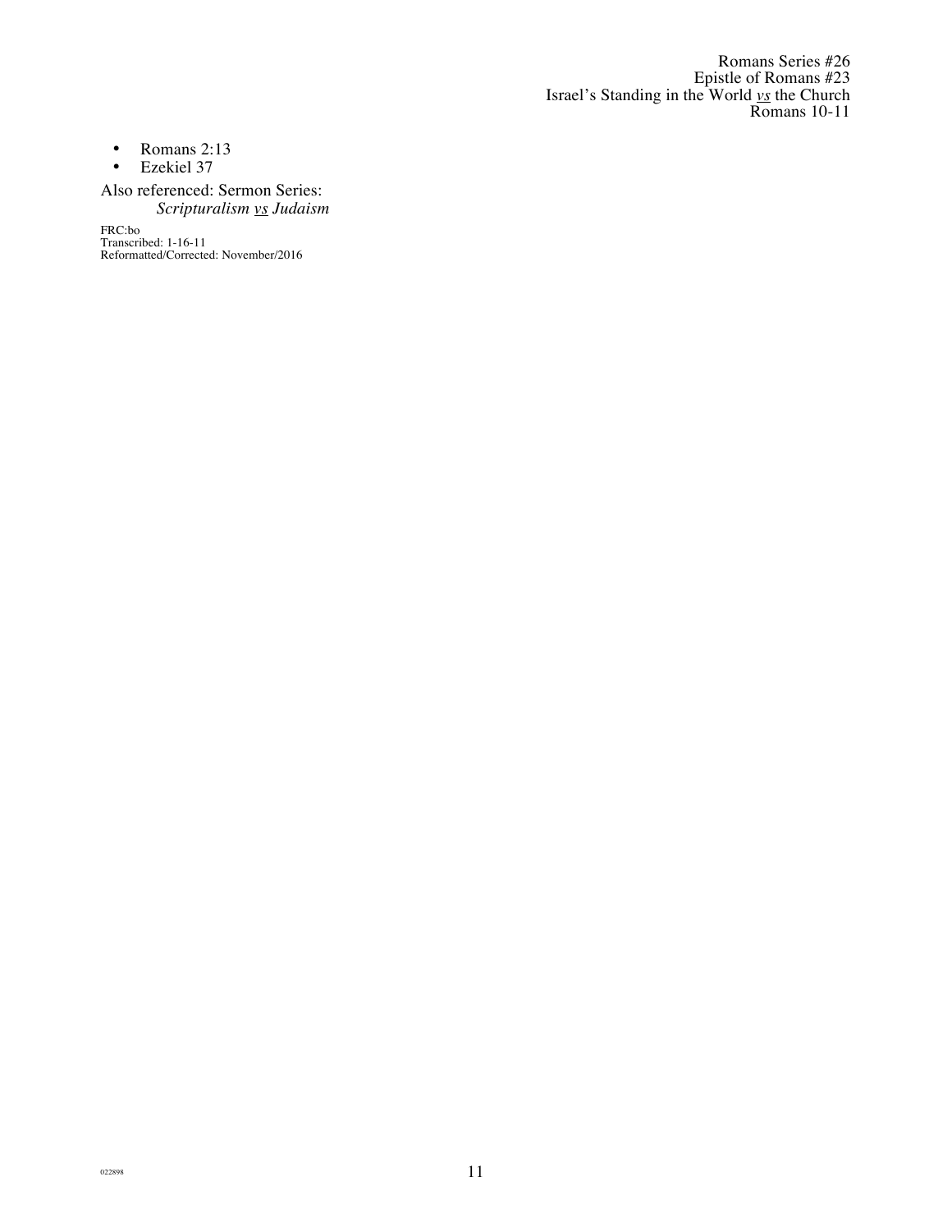- Romans 2:13
- Ezekiel 37

Also referenced: Sermon Series:
*Scripturalism vs Judaism*

FRC:bo
Transcribed: 1-16-11
Reformatted/Corrected: November/2016